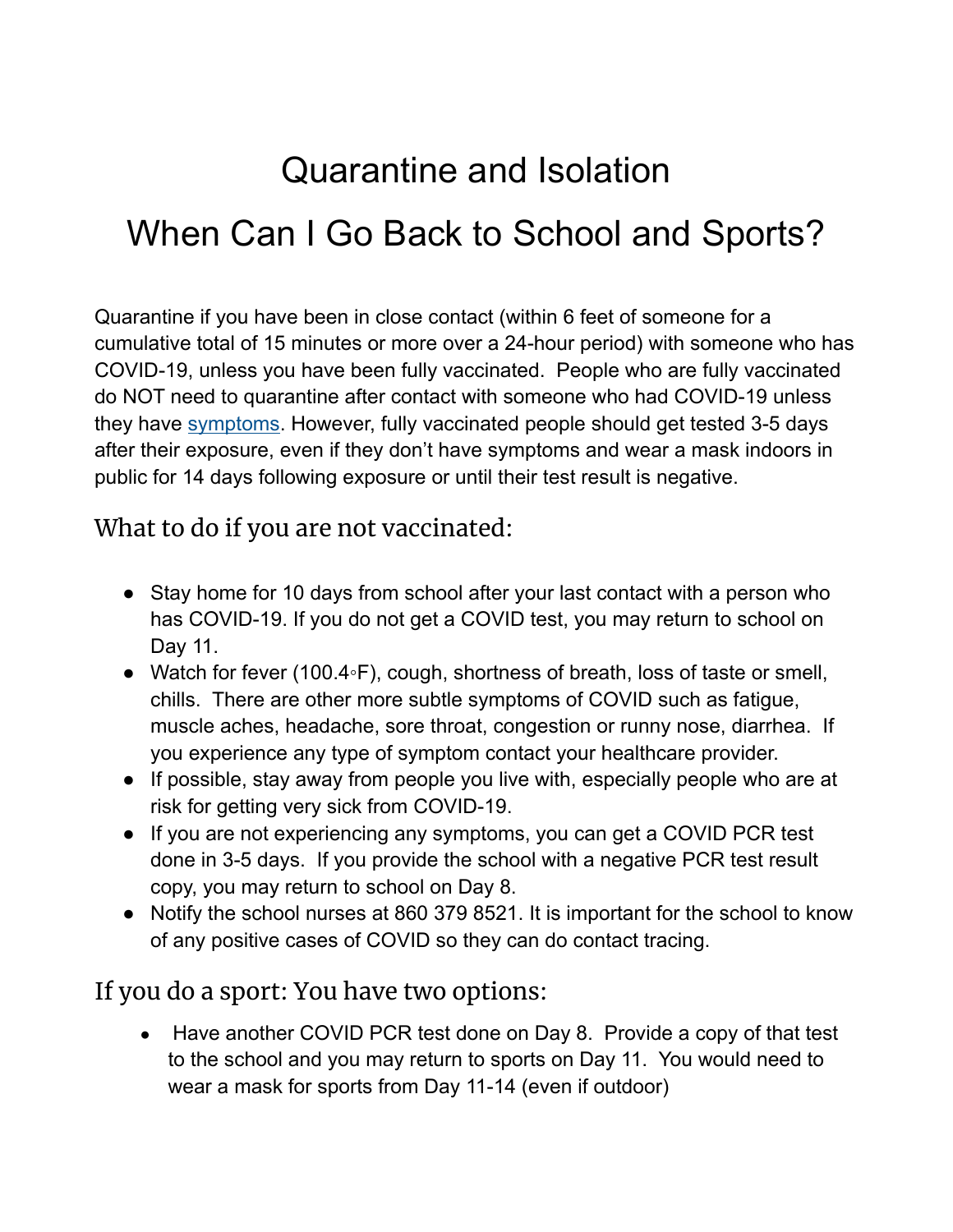# Quarantine and Isolation

# When Can I Go Back to School and Sports?

Quarantine if you have been in close contact (within 6 feet of someone for a cumulative total of 15 minutes or more over a 24-hour period) with someone who has COVID-19, unless you have been fully vaccinated. People who are fully vaccinated do NOT need to quarantine after contact with someone who had COVID-19 unless they have [symptoms](). However, fully vaccinated people should get tested 3-5 days after their exposure, even if they don't have symptoms and wear a mask indoors in public for 14 days following exposure or until their test result is negative.

## What to do if you are not vaccinated:

- Stay home for 10 days from school after your last contact with a person who has COVID-19. If you do not get a COVID test, you may return to school on Day 11.
- Watch for fever (100.4◦F), cough, shortness of breath, loss of taste or smell, chills. There are other more subtle symptoms of COVID such as fatigue, muscle aches, headache, sore throat, congestion or runny nose, diarrhea. If you experience any type of symptom contact your healthcare provider.
- If possible, stay away from people you live with, especially people who are at risk for getting very sick from COVID-19.
- If you are not experiencing any symptoms, you can get a COVID PCR test done in 3-5 days. If you provide the school with a negative PCR test result copy, you may return to school on Day 8.
- Notify the school nurses at 860 379 8521. It is important for the school to know of any positive cases of COVID so they can do contact tracing.

## If you do a sport: You have two options:

- Have another COVID PCR test done on Day 8. Provide a copy of that test to the school and you may return to sports on Day 11. You would need to wear a mask for sports from Day 11-14 (even if outdoor)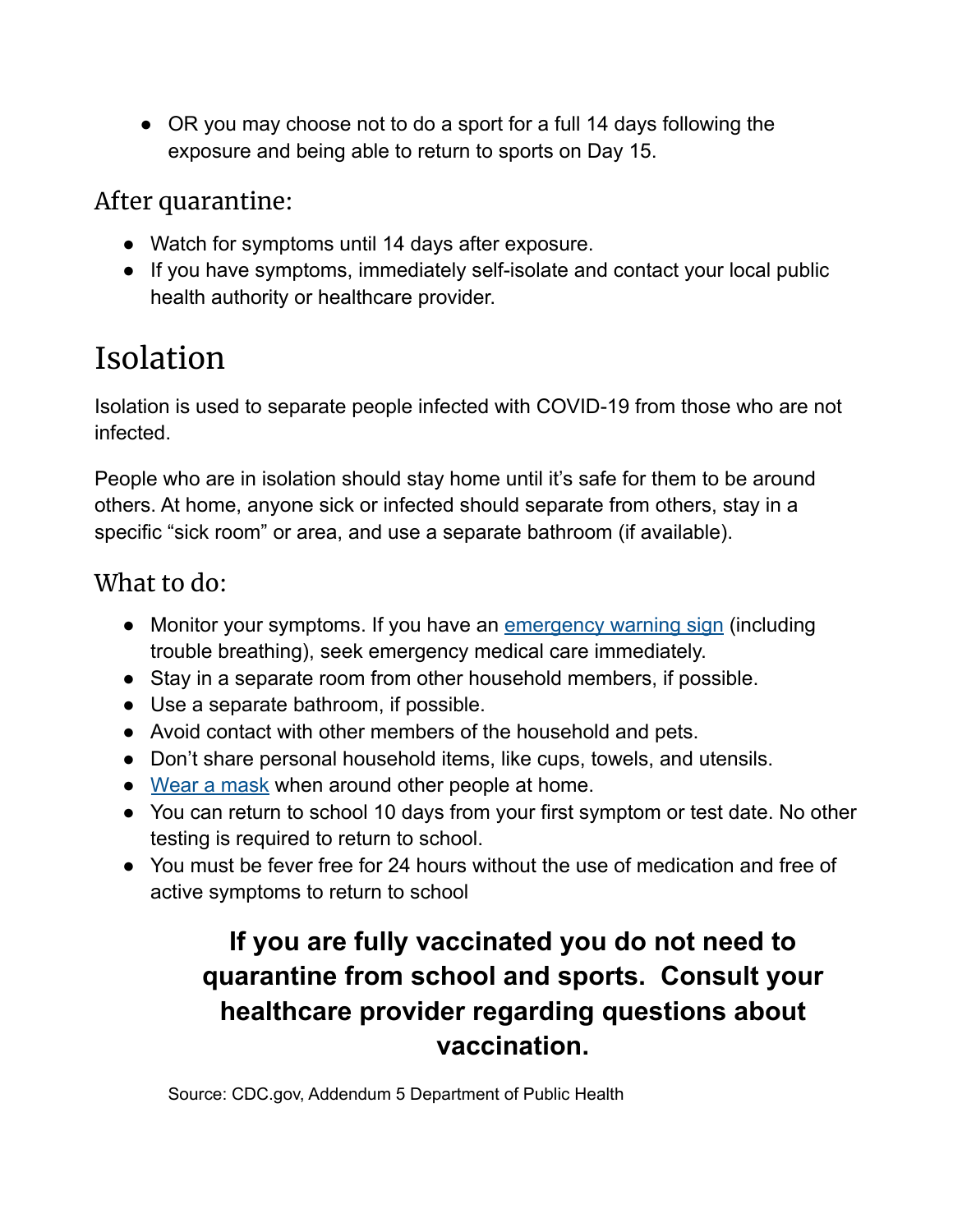- OR you may choose not to do a sport for a full 14 days following the exposure and being able to return to sports on Day 15.

## After quarantine:

- Watch for symptoms until 14 days after exposure.
- If you have symptoms, immediately self-isolate and contact your local public health authority or healthcare provider.

# Isolation

Isolation is used to separate people infected with COVID-19 from those who are not infected.

People who are in isolation should stay home until it's safe for them to be around others. At home, anyone sick or infected should separate from others, stay in a specific "sick room" or area, and use a separate bathroom (if available).

## What to do:

- Monitor your symptoms. If you have an emergency warning sign (including trouble breathing), seek emergency medical care immediately.
- Stay in a separate room from other household members, if possible.
- Use a separate bathroom, if possible.
- Avoid contact with other members of the household and pets.
- Don't share personal household items, like cups, towels, and utensils.
- Wear a mask when around other people at home.
- You can return to school 10 days from your first symptom or test date. No other testing is required to return to school.
- You must be fever free for 24 hours without the use of medication and free of active symptoms to return to school

**If you are fully vaccinated you do not need to quarantine from school and sports. Consult your healthcare provider regarding questions about vaccination.**

Source: CDC.gov, Addendum 5 Department of Public Health